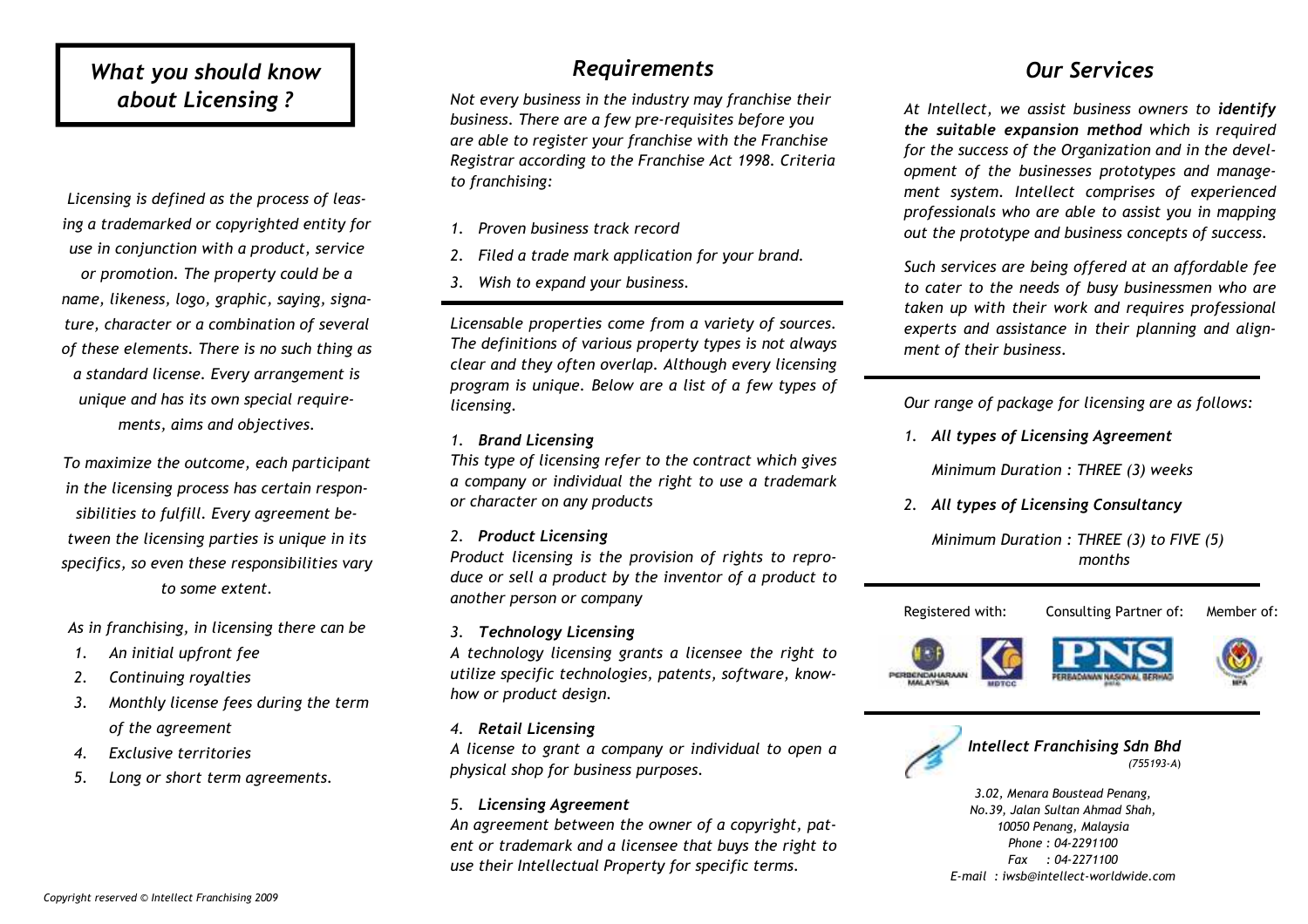# *What you should know about Licensing ?*

*Licensing is defined as the process of leasing a trademarked or copyrighted entity for use in conjunction with a product, service or promotion. The property could be a name, likeness, logo, graphic, saying, signature, character or a combination of several of these elements. There is no such thing as a standard license. Every arrangement is unique and has its own special requirements, aims and objectives.*

*To maximize the outcome, each participant in the licensing process has certain responsibilities to fulfill. Every agreement between the licensing parties is unique in its specifics, so even these responsibilities vary to some extent.*

*As in franchising, in licensing there can be*

1. *An initial upfront fee*
2. *Continuing royalties*
3. *Monthly license fees during the term of the agreement*
4. *Exclusive territories*
5. *Long or short term agreements.*

## *Requirements*

*Not every business in the industry may franchise their business. There are a few pre-requisites before you are able to register your franchise with the Franchise Registrar according to the Franchise Act 1998. Criteria to franchising:*

1. *Proven business track record*
2. *Filed a trade mark application for your brand.*
3. *Wish to expand your business.*

---

*Licensable properties come from a variety of sources. The definitions of various property types is not always clear and they often overlap. Although every licensing program is unique. Below are a list of a few types of licensing.*

1. ***Brand Licensing***
*This type of licensing refer to the contract which gives a company or individual the right to use a trademark or character on any products*

2. ***Product Licensing***
*Product licensing is the provision of rights to reproduce or sell a product by the inventor of a product to another person or company*

3. ***Technology Licensing***
*A technology licensing grants a licensee the right to utilize specific technologies, patents, software, know-how or product design.*

4. ***Retail Licensing***
*A license to grant a company or individual to open a physical shop for business purposes.*

5. ***Licensing Agreement***
*An agreement between the owner of a copyright, patent or trademark and a licensee that buys the right to use their Intellectual Property for specific terms.*

## *Our Services*

*At Intellect, we assist business owners to **identify the suitable expansion method** which is required for the success of the Organization and in the development of the businesses prototypes and management system. Intellect comprises of experienced professionals who are able to assist you in mapping out the prototype and business concepts of success.*

*Such services are being offered at an affordable fee to cater to the needs of busy businessmen who are taken up with their work and requires professional experts and assistance in their planning and alignment of their business.*

---

*Our range of package for licensing are as follows:*

1. ***All types of Licensing Agreement***

   *Minimum Duration : THREE (3) weeks*

2. ***All types of Licensing Consultancy***

   *Minimum Duration : THREE (3) to FIVE (5) months*

---

Registered with: PERBENDAHARAAN MALAYSIA, MDTCC

Consulting Partner of: PNS PERBADANAN NASIONAL BERHAD

Member of: MFA

---

***Intellect Franchising Sdn Bhd***
*(755193-A)*

*3.02, Menara Boustead Penang,*
*No.39, Jalan Sultan Ahmad Shah,*
*10050 Penang, Malaysia*
*Phone : 04-2291100*
*Fax : 04-2271100*
*E-mail : iwsb@intellect-worldwide.com*

*Copyright reserved © Intellect Franchising 2009*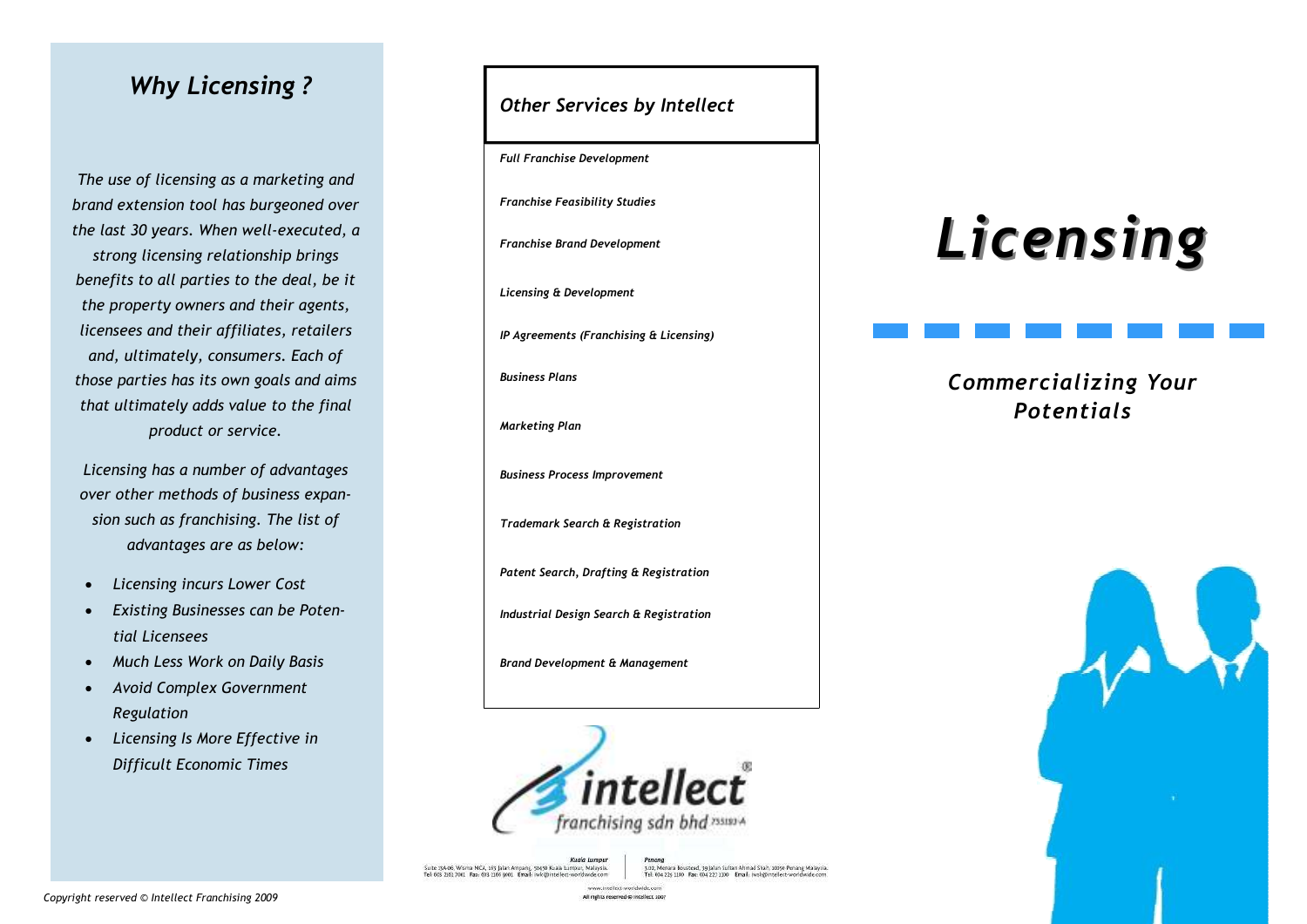## *Why Licensing ?*

*The use of licensing as a marketing and brand extension tool has burgeoned over the last 30 years. When well-executed, a strong licensing relationship brings benefits to all parties to the deal, be it the property owners and their agents, licensees and their affiliates, retailers and, ultimately, consumers. Each of those parties has its own goals and aims that ultimately adds value to the final product or service.*

*Licensing has a number of advantages over other methods of business expansion such as franchising. The list of advantages are as below:*

- *Licensing incurs Lower Cost*
- *Existing Businesses can be Potential Licensees*
- *Much Less Work on Daily Basis*
- *Avoid Complex Government Regulation*
- *Licensing Is More Effective in Difficult Economic Times*

*Copyright reserved © Intellect Franchising 2009*

## *Other Services by Intellect*

***Full Franchise Development***

***Franchise Feasibility Studies***

***Franchise Brand Development***

***Licensing & Development***

***IP Agreements (Franchising & Licensing)***

***Business Plans***

***Marketing Plan***

***Business Process Improvement***

***Trademark Search & Registration***

***Patent Search, Drafting & Registration***

***Industrial Design Search & Registration***

***Brand Development & Management***

intellect® franchising sdn bhd 755193-A

*Kuala Lumpur*
Suite 7A-06, Wisma MCA, 163 Jalan Ampang, 50450 Kuala Lumpur, Malaysia.
Tel 603 2161 2061 Fax 603 2166 9001 Email iwk@intellect-worldwide.com

*Penang*
5.02, Menara Boustead, 39 Jalan Sultan Ahmad Shah, 10050 Penang Malaysia.
Tel 604 226 1180 Fax 604 222 1300 Email iwk@intellect-worldwide.com

www.intellect-worldwide.com
All rights reserved © Intellect 2007

# *Licensing*

### *Commercializing Your Potentials*